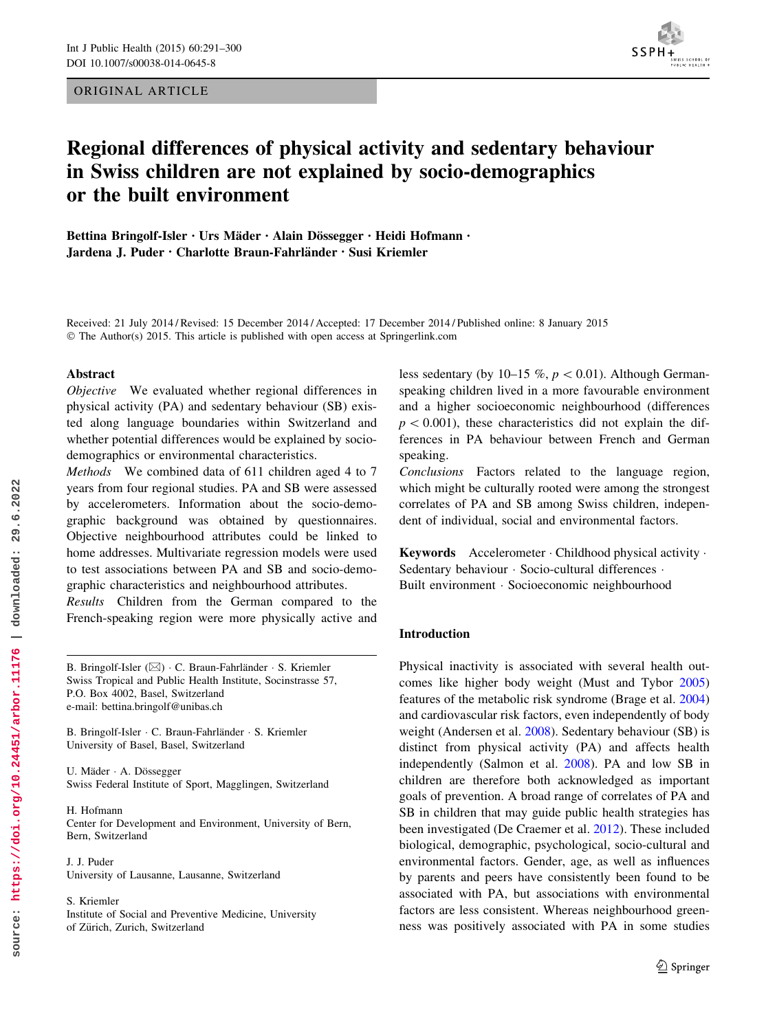ORIGINAL ARTICLE

# Regional differences of physical activity and sedentary behaviour in Swiss children are not explained by socio-demographics or the built environment

**Bettina Bringolf-Isler · Urs Mäder · Alain Dössegger · Heidi Hofmann · Jardena J. Puder · Charlotte Braun-Fahrländer · Susi Kriemler**

Received: 21 July 2014 / Revised: 15 December 2014 / Accepted: 17 December 2014 / Published online: 8 January 2015
© The Author(s) 2015. This article is published with open access at Springerlink.com

## Abstract

*Objective* We evaluated whether regional differences in physical activity (PA) and sedentary behaviour (SB) existed along language boundaries within Switzerland and whether potential differences would be explained by socio-demographics or environmental characteristics.

*Methods* We combined data of 611 children aged 4 to 7 years from four regional studies. PA and SB were assessed by accelerometers. Information about the socio-demographic background was obtained by questionnaires. Objective neighbourhood attributes could be linked to home addresses. Multivariate regression models were used to test associations between PA and SB and socio-demographic characteristics and neighbourhood attributes.

*Results* Children from the German compared to the French-speaking region were more physically active and less sedentary (by 10–15 %, $p < 0.01$). Although German-speaking children lived in a more favourable environment and a higher socioeconomic neighbourhood (differences $p < 0.001$), these characteristics did not explain the differences in PA behaviour between French and German speaking.

*Conclusions* Factors related to the language region, which might be culturally rooted were among the strongest correlates of PA and SB among Swiss children, independent of individual, social and environmental factors.

**Keywords** Accelerometer · Childhood physical activity · Sedentary behaviour · Socio-cultural differences · Built environment · Socioeconomic neighbourhood

---

B. Bringolf-Isler (✉) · C. Braun-Fahrländer · S. Kriemler
Swiss Tropical and Public Health Institute, Socinstrasse 57, P.O. Box 4002, Basel, Switzerland
e-mail: bettina.bringolf@unibas.ch

B. Bringolf-Isler · C. Braun-Fahrländer · S. Kriemler
University of Basel, Basel, Switzerland

U. Mäder · A. Dössegger
Swiss Federal Institute of Sport, Magglingen, Switzerland

H. Hofmann
Center for Development and Environment, University of Bern, Bern, Switzerland

J. J. Puder
University of Lausanne, Lausanne, Switzerland

S. Kriemler
Institute of Social and Preventive Medicine, University of Zürich, Zurich, Switzerland

## Introduction

Physical inactivity is associated with several health outcomes like higher body weight (Must and Tybor 2005) features of the metabolic risk syndrome (Brage et al. 2004) and cardiovascular risk factors, even independently of body weight (Andersen et al. 2008). Sedentary behaviour (SB) is distinct from physical activity (PA) and affects health independently (Salmon et al. 2008). PA and low SB in children are therefore both acknowledged as important goals of prevention. A broad range of correlates of PA and SB in children that may guide public health strategies has been investigated (De Craemer et al. 2012). These included biological, demographic, psychological, socio-cultural and environmental factors. Gender, age, as well as influences by parents and peers have consistently been found to be associated with PA, but associations with environmental factors are less consistent. Whereas neighbourhood greenness was positively associated with PA in some studies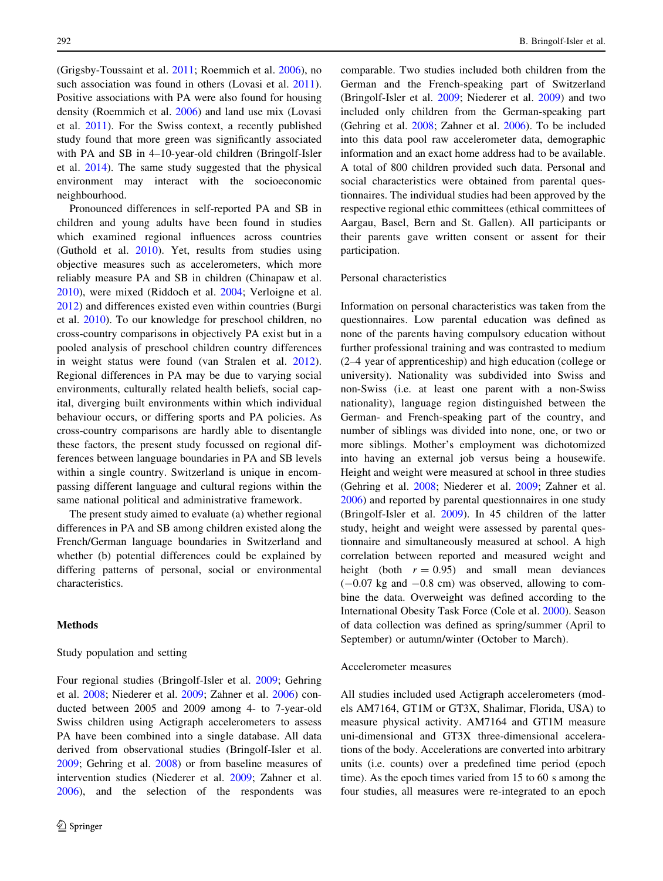(Grigsby-Toussaint et al. 2011; Roemmich et al. 2006), no such association was found in others (Lovasi et al. 2011). Positive associations with PA were also found for housing density (Roemmich et al. 2006) and land use mix (Lovasi et al. 2011). For the Swiss context, a recently published study found that more green was significantly associated with PA and SB in 4–10-year-old children (Bringolf-Isler et al. 2014). The same study suggested that the physical environment may interact with the socioeconomic neighbourhood.

Pronounced differences in self-reported PA and SB in children and young adults have been found in studies which examined regional influences across countries (Guthold et al. 2010). Yet, results from studies using objective measures such as accelerometers, which more reliably measure PA and SB in children (Chinapaw et al. 2010), were mixed (Riddoch et al. 2004; Verloigne et al. 2012) and differences existed even within countries (Burgi et al. 2010). To our knowledge for preschool children, no cross-country comparisons in objectively PA exist but in a pooled analysis of preschool children country differences in weight status were found (van Stralen et al. 2012). Regional differences in PA may be due to varying social environments, culturally related health beliefs, social capital, diverging built environments within which individual behaviour occurs, or differing sports and PA policies. As cross-country comparisons are hardly able to disentangle these factors, the present study focussed on regional differences between language boundaries in PA and SB levels within a single country. Switzerland is unique in encompassing different language and cultural regions within the same national political and administrative framework.

The present study aimed to evaluate (a) whether regional differences in PA and SB among children existed along the French/German language boundaries in Switzerland and whether (b) potential differences could be explained by differing patterns of personal, social or environmental characteristics.

## Methods

### Study population and setting

Four regional studies (Bringolf-Isler et al. 2009; Gehring et al. 2008; Niederer et al. 2009; Zahner et al. 2006) conducted between 2005 and 2009 among 4- to 7-year-old Swiss children using Actigraph accelerometers to assess PA have been combined into a single database. All data derived from observational studies (Bringolf-Isler et al. 2009; Gehring et al. 2008) or from baseline measures of intervention studies (Niederer et al. 2009; Zahner et al. 2006), and the selection of the respondents was comparable. Two studies included both children from the German and the French-speaking part of Switzerland (Bringolf-Isler et al. 2009; Niederer et al. 2009) and two included only children from the German-speaking part (Gehring et al. 2008; Zahner et al. 2006). To be included into this data pool raw accelerometer data, demographic information and an exact home address had to be available. A total of 800 children provided such data. Personal and social characteristics were obtained from parental questionnaires. The individual studies had been approved by the respective regional ethic committees (ethical committees of Aargau, Basel, Bern and St. Gallen). All participants or their parents gave written consent or assent for their participation.

### Personal characteristics

Information on personal characteristics was taken from the questionnaires. Low parental education was defined as none of the parents having compulsory education without further professional training and was contrasted to medium (2–4 year of apprenticeship) and high education (college or university). Nationality was subdivided into Swiss and non-Swiss (i.e. at least one parent with a non-Swiss nationality), language region distinguished between the German- and French-speaking part of the country, and number of siblings was divided into none, one, or two or more siblings. Mother's employment was dichotomized into having an external job versus being a housewife. Height and weight were measured at school in three studies (Gehring et al. 2008; Niederer et al. 2009; Zahner et al. 2006) and reported by parental questionnaires in one study (Bringolf-Isler et al. 2009). In 45 children of the latter study, height and weight were assessed by parental questionnaire and simultaneously measured at school. A high correlation between reported and measured weight and height (both $r = 0.95$) and small mean deviances ($-0.07$ kg and $-0.8$ cm) was observed, allowing to combine the data. Overweight was defined according to the International Obesity Task Force (Cole et al. 2000). Season of data collection was defined as spring/summer (April to September) or autumn/winter (October to March).

### Accelerometer measures

All studies included used Actigraph accelerometers (models AM7164, GT1M or GT3X, Shalimar, Florida, USA) to measure physical activity. AM7164 and GT1M measure uni-dimensional and GT3X three-dimensional accelerations of the body. Accelerations are converted into arbitrary units (i.e. counts) over a predefined time period (epoch time). As the epoch times varied from 15 to 60 s among the four studies, all measures were re-integrated to an epoch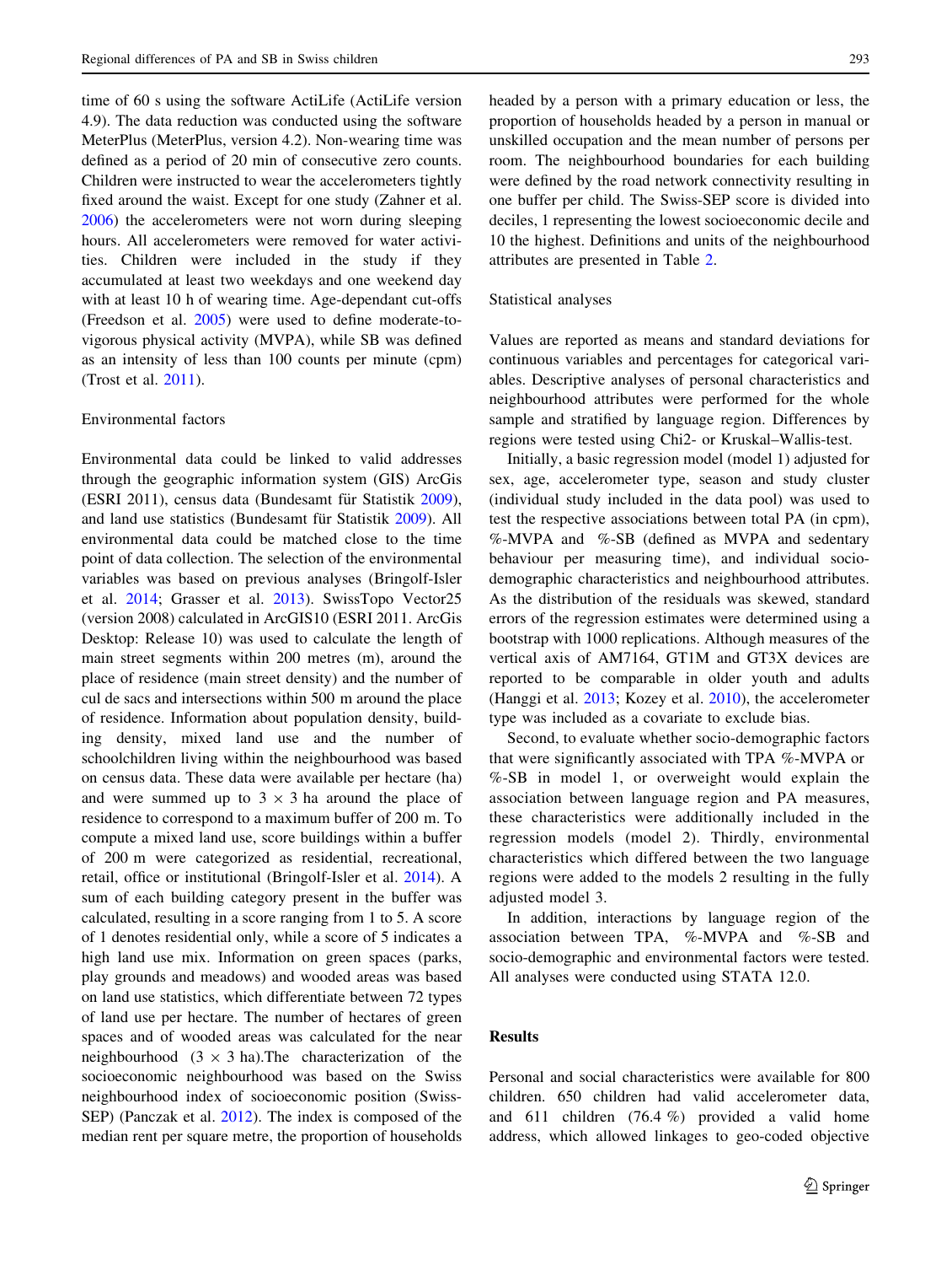time of 60 s using the software ActiLife (ActiLife version 4.9). The data reduction was conducted using the software MeterPlus (MeterPlus, version 4.2). Non-wearing time was defined as a period of 20 min of consecutive zero counts. Children were instructed to wear the accelerometers tightly fixed around the waist. Except for one study (Zahner et al. 2006) the accelerometers were not worn during sleeping hours. All accelerometers were removed for water activities. Children were included in the study if they accumulated at least two weekdays and one weekend day with at least 10 h of wearing time. Age-dependant cut-offs (Freedson et al. 2005) were used to define moderate-to-vigorous physical activity (MVPA), while SB was defined as an intensity of less than 100 counts per minute (cpm) (Trost et al. 2011).

### Environmental factors

Environmental data could be linked to valid addresses through the geographic information system (GIS) ArcGis (ESRI 2011), census data (Bundesamt für Statistik 2009), and land use statistics (Bundesamt für Statistik 2009). All environmental data could be matched close to the time point of data collection. The selection of the environmental variables was based on previous analyses (Bringolf-Isler et al. 2014; Grasser et al. 2013). SwissTopo Vector25 (version 2008) calculated in ArcGIS10 (ESRI 2011. ArcGis Desktop: Release 10) was used to calculate the length of main street segments within 200 metres (m), around the place of residence (main street density) and the number of cul de sacs and intersections within 500 m around the place of residence. Information about population density, building density, mixed land use and the number of schoolchildren living within the neighbourhood was based on census data. These data were available per hectare (ha) and were summed up to 3 × 3 ha around the place of residence to correspond to a maximum buffer of 200 m. To compute a mixed land use, score buildings within a buffer of 200 m were categorized as residential, recreational, retail, office or institutional (Bringolf-Isler et al. 2014). A sum of each building category present in the buffer was calculated, resulting in a score ranging from 1 to 5. A score of 1 denotes residential only, while a score of 5 indicates a high land use mix. Information on green spaces (parks, play grounds and meadows) and wooded areas was based on land use statistics, which differentiate between 72 types of land use per hectare. The number of hectares of green spaces and of wooded areas was calculated for the near neighbourhood (3 × 3 ha).The characterization of the socioeconomic neighbourhood was based on the Swiss neighbourhood index of socioeconomic position (Swiss-SEP) (Panczak et al. 2012). The index is composed of the median rent per square metre, the proportion of households headed by a person with a primary education or less, the proportion of households headed by a person in manual or unskilled occupation and the mean number of persons per room. The neighbourhood boundaries for each building were defined by the road network connectivity resulting in one buffer per child. The Swiss-SEP score is divided into deciles, 1 representing the lowest socioeconomic decile and 10 the highest. Definitions and units of the neighbourhood attributes are presented in Table 2.

### Statistical analyses

Values are reported as means and standard deviations for continuous variables and percentages for categorical variables. Descriptive analyses of personal characteristics and neighbourhood attributes were performed for the whole sample and stratified by language region. Differences by regions were tested using Chi2- or Kruskal–Wallis-test.

Initially, a basic regression model (model 1) adjusted for sex, age, accelerometer type, season and study cluster (individual study included in the data pool) was used to test the respective associations between total PA (in cpm), %-MVPA and %-SB (defined as MVPA and sedentary behaviour per measuring time), and individual socio-demographic characteristics and neighbourhood attributes. As the distribution of the residuals was skewed, standard errors of the regression estimates were determined using a bootstrap with 1000 replications. Although measures of the vertical axis of AM7164, GT1M and GT3X devices are reported to be comparable in older youth and adults (Hanggi et al. 2013; Kozey et al. 2010), the accelerometer type was included as a covariate to exclude bias.

Second, to evaluate whether socio-demographic factors that were significantly associated with TPA %-MVPA or %-SB in model 1, or overweight would explain the association between language region and PA measures, these characteristics were additionally included in the regression models (model 2). Thirdly, environmental characteristics which differed between the two language regions were added to the models 2 resulting in the fully adjusted model 3.

In addition, interactions by language region of the association between TPA, %-MVPA and %-SB and socio-demographic and environmental factors were tested. All analyses were conducted using STATA 12.0.

## Results

Personal and social characteristics were available for 800 children. 650 children had valid accelerometer data, and 611 children (76.4 %) provided a valid home address, which allowed linkages to geo-coded objective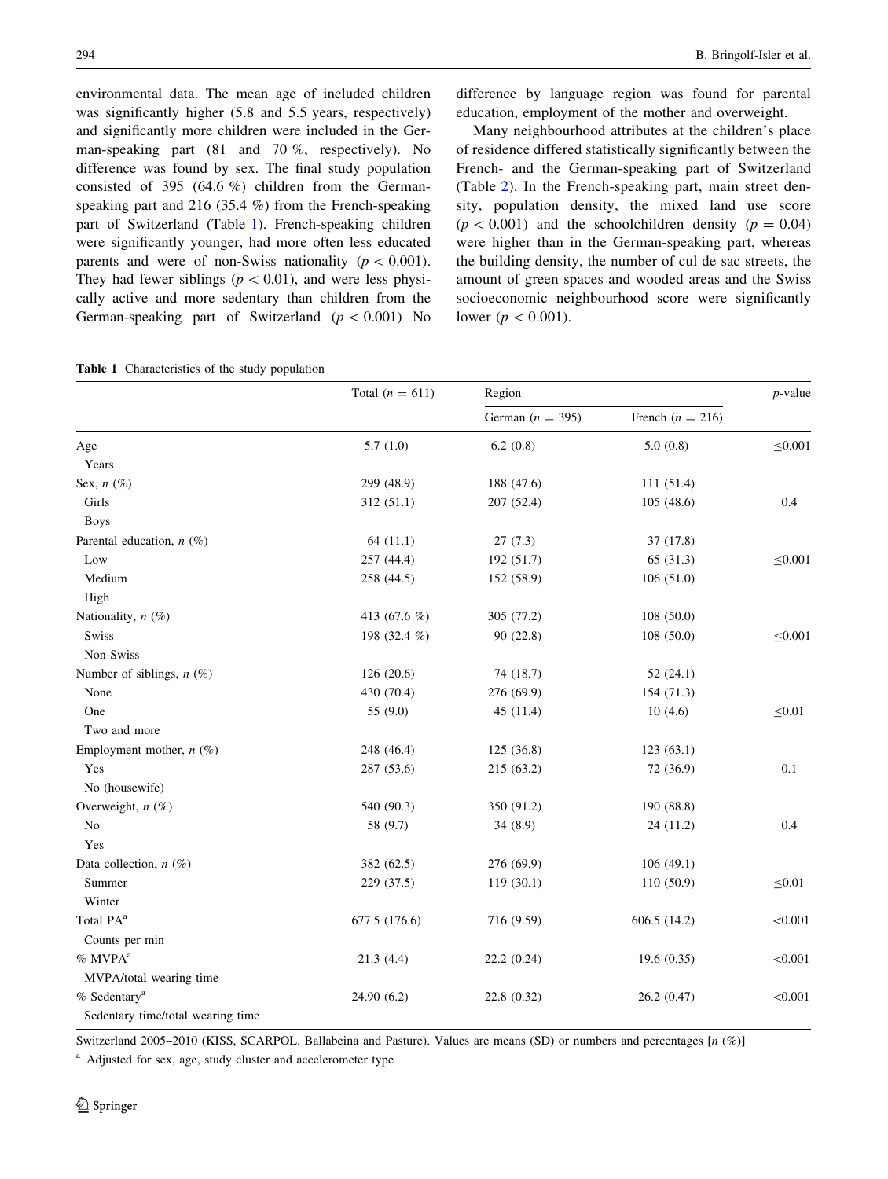environmental data. The mean age of included children was significantly higher (5.8 and 5.5 years, respectively) and significantly more children were included in the German-speaking part (81 and 70 %, respectively). No difference was found by sex. The final study population consisted of 395 (64.6 %) children from the German-speaking part and 216 (35.4 %) from the French-speaking part of Switzerland (Table 1). French-speaking children were significantly younger, had more often less educated parents and were of non-Swiss nationality ($p < 0.001$). They had fewer siblings ($p < 0.01$), and were less physically active and more sedentary than children from the German-speaking part of Switzerland ($p < 0.001$) No difference by language region was found for parental education, employment of the mother and overweight.

Many neighbourhood attributes at the children's place of residence differed statistically significantly between the French- and the German-speaking part of Switzerland (Table 2). In the French-speaking part, main street density, population density, the mixed land use score ($p < 0.001$) and the schoolchildren density ($p = 0.04$) were higher than in the German-speaking part, whereas the building density, the number of cul de sac streets, the amount of green spaces and wooded areas and the Swiss socioeconomic neighbourhood score were significantly lower ($p < 0.001$).

**Table 1** Characteristics of the study population

| | Total ($n = 611$) | Region | | $p$-value |
|---|---|---|---|---|
| | | German ($n = 395$) | French ($n = 216$) | |
| Age | 5.7 (1.0) | 6.2 (0.8) | 5.0 (0.8) | ≤0.001 |
| Years | | | | |
| Sex, $n$ (%) | 299 (48.9) | 188 (47.6) | 111 (51.4) | |
| Girls | 312 (51.1) | 207 (52.4) | 105 (48.6) | 0.4 |
| Boys | | | | |
| Parental education, $n$ (%) | 64 (11.1) | 27 (7.3) | 37 (17.8) | |
| Low | 257 (44.4) | 192 (51.7) | 65 (31.3) | ≤0.001 |
| Medium | 258 (44.5) | 152 (58.9) | 106 (51.0) | |
| High | | | | |
| Nationality, $n$ (%) | 413 (67.6 %) | 305 (77.2) | 108 (50.0) | |
| Swiss | 198 (32.4 %) | 90 (22.8) | 108 (50.0) | ≤0.001 |
| Non-Swiss | | | | |
| Number of siblings, $n$ (%) | 126 (20.6) | 74 (18.7) | 52 (24.1) | |
| None | 430 (70.4) | 276 (69.9) | 154 (71.3) | |
| One | 55 (9.0) | 45 (11.4) | 10 (4.6) | ≤0.01 |
| Two and more | | | | |
| Employment mother, $n$ (%) | 248 (46.4) | 125 (36.8) | 123 (63.1) | |
| Yes | 287 (53.6) | 215 (63.2) | 72 (36.9) | 0.1 |
| No (housewife) | | | | |
| Overweight, $n$ (%) | 540 (90.3) | 350 (91.2) | 190 (88.8) | |
| No | 58 (9.7) | 34 (8.9) | 24 (11.2) | 0.4 |
| Yes | | | | |
| Data collection, $n$ (%) | 382 (62.5) | 276 (69.9) | 106 (49.1) | |
| Summer | 229 (37.5) | 119 (30.1) | 110 (50.9) | ≤0.01 |
| Winter | | | | |
| Total PA[a] | 677.5 (176.6) | 716 (9.59) | 606.5 (14.2) | <0.001 |
| Counts per min | | | | |
| % MVPA[a] | 21.3 (4.4) | 22.2 (0.24) | 19.6 (0.35) | <0.001 |
| MVPA/total wearing time | | | | |
| % Sedentary[a] | 24.90 (6.2) | 22.8 (0.32) | 26.2 (0.47) | <0.001 |
| Sedentary time/total wearing time | | | | |

Switzerland 2005–2010 (KISS, SCARPOL. Ballabeina and Pasture). Values are means (SD) or numbers and percentages [$n$ (%)]

[a] Adjusted for sex, age, study cluster and accelerometer type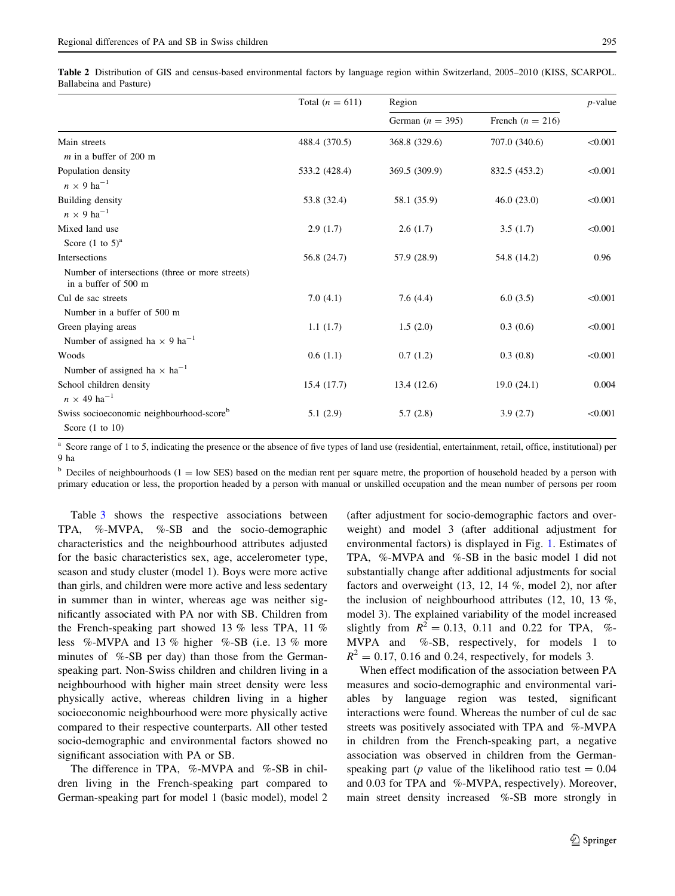**Table 2** Distribution of GIS and census-based environmental factors by language region within Switzerland, 2005–2010 (KISS, SCARPOL. Ballabeina and Pasture)

| | Total ($n = 611$) | Region | | $p$-value |
|---|---|---|---|---|
| | | German ($n = 395$) | French ($n = 216$) | |
| Main streets | 488.4 (370.5) | 368.8 (329.6) | 707.0 (340.6) | <0.001 |
| $m$ in a buffer of 200 m | | | | |
| Population density | 533.2 (428.4) | 369.5 (309.9) | 832.5 (453.2) | <0.001 |
| $n \times 9\ \text{ha}^{-1}$ | | | | |
| Building density | 53.8 (32.4) | 58.1 (35.9) | 46.0 (23.0) | <0.001 |
| $n \times 9\ \text{ha}^{-1}$ | | | | |
| Mixed land use | 2.9 (1.7) | 2.6 (1.7) | 3.5 (1.7) | <0.001 |
| Score (1 to 5)[a] | | | | |
| Intersections | 56.8 (24.7) | 57.9 (28.9) | 54.8 (14.2) | 0.96 |
| Number of intersections (three or more streets) in a buffer of 500 m | | | | |
| Cul de sac streets | 7.0 (4.1) | 7.6 (4.4) | 6.0 (3.5) | <0.001 |
| Number in a buffer of 500 m | | | | |
| Green playing areas | 1.1 (1.7) | 1.5 (2.0) | 0.3 (0.6) | <0.001 |
| Number of assigned ha $\times$ 9 $\text{ha}^{-1}$ | | | | |
| Woods | 0.6 (1.1) | 0.7 (1.2) | 0.3 (0.8) | <0.001 |
| Number of assigned ha $\times$ $\text{ha}^{-1}$ | | | | |
| School children density | 15.4 (17.7) | 13.4 (12.6) | 19.0 (24.1) | 0.004 |
| $n \times 49\ \text{ha}^{-1}$ | | | | |
| Swiss socioeconomic neighbourhood-score[b] | 5.1 (2.9) | 5.7 (2.8) | 3.9 (2.7) | <0.001 |
| Score (1 to 10) | | | | |

[a] Score range of 1 to 5, indicating the presence or the absence of five types of land use (residential, entertainment, retail, office, institutional) per 9 ha

[b] Deciles of neighbourhoods (1 = low SES) based on the median rent per square metre, the proportion of household headed by a person with primary education or less, the proportion headed by a person with manual or unskilled occupation and the mean number of persons per room

Table 3 shows the respective associations between TPA, %-MVPA, %-SB and the socio-demographic characteristics and the neighbourhood attributes adjusted for the basic characteristics sex, age, accelerometer type, season and study cluster (model 1). Boys were more active than girls, and children were more active and less sedentary in summer than in winter, whereas age was neither significantly associated with PA nor with SB. Children from the French-speaking part showed 13 % less TPA, 11 % less %-MVPA and 13 % higher %-SB (i.e. 13 % more minutes of %-SB per day) than those from the German-speaking part. Non-Swiss children and children living in a neighbourhood with higher main street density were less physically active, whereas children living in a higher socioeconomic neighbourhood were more physically active compared to their respective counterparts. All other tested socio-demographic and environmental factors showed no significant association with PA or SB.

The difference in TPA, %-MVPA and %-SB in children living in the French-speaking part compared to German-speaking part for model 1 (basic model), model 2 (after adjustment for socio-demographic factors and overweight) and model 3 (after additional adjustment for environmental factors) is displayed in Fig. 1. Estimates of TPA, %-MVPA and %-SB in the basic model 1 did not substantially change after additional adjustments for social factors and overweight (13, 12, 14 %, model 2), nor after the inclusion of neighbourhood attributes (12, 10, 13 %, model 3). The explained variability of the model increased slightly from $R^2 = 0.13$, 0.11 and 0.22 for TPA, %-MVPA and %-SB, respectively, for models 1 to $R^2 = 0.17$, 0.16 and 0.24, respectively, for models 3.

When effect modification of the association between PA measures and socio-demographic and environmental variables by language region was tested, significant interactions were found. Whereas the number of cul de sac streets was positively associated with TPA and %-MVPA in children from the French-speaking part, a negative association was observed in children from the German-speaking part ($p$ value of the likelihood ratio test = 0.04 and 0.03 for TPA and %-MVPA, respectively). Moreover, main street density increased %-SB more strongly in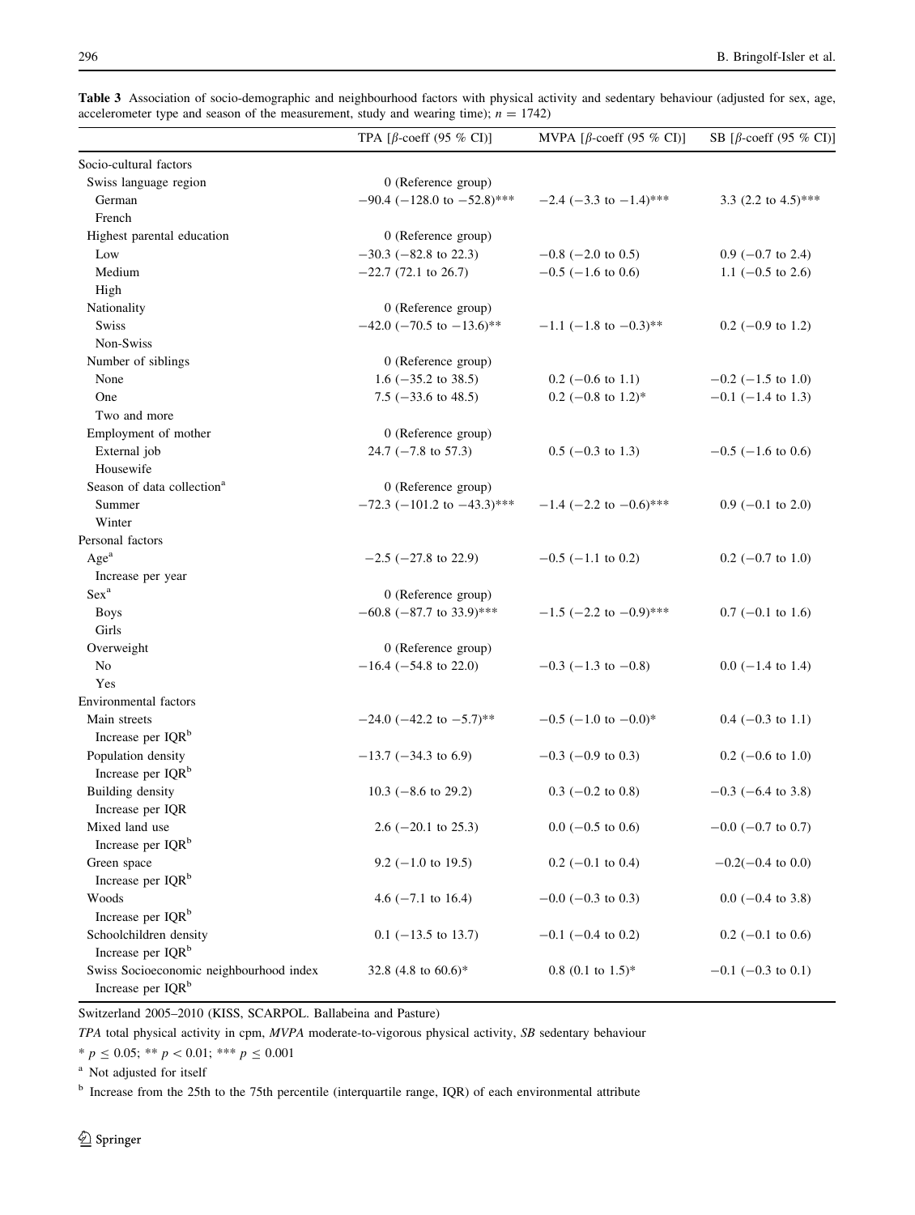**Table 3** Association of socio-demographic and neighbourhood factors with physical activity and sedentary behaviour (adjusted for sex, age, accelerometer type and season of the measurement, study and wearing time); $n = 1742$)

| | TPA [β-coeff (95 % CI)] | MVPA [β-coeff (95 % CI)] | SB [β-coeff (95 % CI)] |
|---|---|---|---|
| Socio-cultural factors | | | |
| Swiss language region | 0 (Reference group) | | |
| German | −90.4 (−128.0 to −52.8)*** | −2.4 (−3.3 to −1.4)*** | 3.3 (2.2 to 4.5)*** |
| French | | | |
| Highest parental education | 0 (Reference group) | | |
| Low | −30.3 (−82.8 to 22.3) | −0.8 (−2.0 to 0.5) | 0.9 (−0.7 to 2.4) |
| Medium | −22.7 (72.1 to 26.7) | −0.5 (−1.6 to 0.6) | 1.1 (−0.5 to 2.6) |
| High | | | |
| Nationality | 0 (Reference group) | | |
| Swiss | −42.0 (−70.5 to −13.6)** | −1.1 (−1.8 to −0.3)** | 0.2 (−0.9 to 1.2) |
| Non-Swiss | | | |
| Number of siblings | 0 (Reference group) | | |
| None | 1.6 (−35.2 to 38.5) | 0.2 (−0.6 to 1.1) | −0.2 (−1.5 to 1.0) |
| One | 7.5 (−33.6 to 48.5) | 0.2 (−0.8 to 1.2)* | −0.1 (−1.4 to 1.3) |
| Two and more | | | |
| Employment of mother | 0 (Reference group) | | |
| External job | 24.7 (−7.8 to 57.3) | 0.5 (−0.3 to 1.3) | −0.5 (−1.6 to 0.6) |
| Housewife | | | |
| Season of data collection[a] | 0 (Reference group) | | |
| Summer | −72.3 (−101.2 to −43.3)*** | −1.4 (−2.2 to −0.6)*** | 0.9 (−0.1 to 2.0) |
| Winter | | | |
| Personal factors | | | |
| Age[a] | −2.5 (−27.8 to 22.9) | −0.5 (−1.1 to 0.2) | 0.2 (−0.7 to 1.0) |
| Increase per year | | | |
| Sex[a] | 0 (Reference group) | | |
| Boys | −60.8 (−87.7 to 33.9)*** | −1.5 (−2.2 to −0.9)*** | 0.7 (−0.1 to 1.6) |
| Girls | | | |
| Overweight | 0 (Reference group) | | |
| No | −16.4 (−54.8 to 22.0) | −0.3 (−1.3 to −0.8) | 0.0 (−1.4 to 1.4) |
| Yes | | | |
| Environmental factors | | | |
| Main streets | −24.0 (−42.2 to −5.7)** | −0.5 (−1.0 to −0.0)* | 0.4 (−0.3 to 1.1) |
| Increase per IQR[b] | | | |
| Population density | −13.7 (−34.3 to 6.9) | −0.3 (−0.9 to 0.3) | 0.2 (−0.6 to 1.0) |
| Increase per IQR[b] | | | |
| Building density | 10.3 (−8.6 to 29.2) | 0.3 (−0.2 to 0.8) | −0.3 (−6.4 to 3.8) |
| Increase per IQR | | | |
| Mixed land use | 2.6 (−20.1 to 25.3) | 0.0 (−0.5 to 0.6) | −0.0 (−0.7 to 0.7) |
| Increase per IQR[b] | | | |
| Green space | 9.2 (−1.0 to 19.5) | 0.2 (−0.1 to 0.4) | −0.2(−0.4 to 0.0) |
| Increase per IQR[b] | | | |
| Woods | 4.6 (−7.1 to 16.4) | −0.0 (−0.3 to 0.3) | 0.0 (−0.4 to 3.8) |
| Increase per IQR[b] | | | |
| Schoolchildren density | 0.1 (−13.5 to 13.7) | −0.1 (−0.4 to 0.2) | 0.2 (−0.1 to 0.6) |
| Increase per IQR[b] | | | |
| Swiss Socioeconomic neighbourhood index | 32.8 (4.8 to 60.6)* | 0.8 (0.1 to 1.5)* | −0.1 (−0.3 to 0.1) |
| Increase per IQR[b] | | | |

Switzerland 2005–2010 (KISS, SCARPOL. Ballabeina and Pasture)

*TPA* total physical activity in cpm, *MVPA* moderate-to-vigorous physical activity, *SB* sedentary behaviour

* $p \leq 0.05$; ** $p < 0.01$; *** $p \leq 0.001$

[a] Not adjusted for itself

[b] Increase from the 25th to the 75th percentile (interquartile range, IQR) of each environmental attribute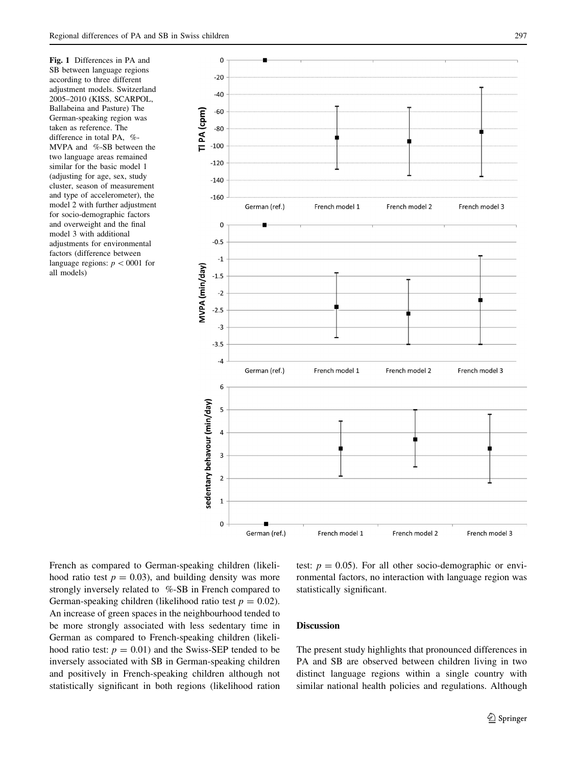Fig. 1 Differences in PA and SB between language regions according to three different adjustment models. Switzerland 2005–2010 (KISS, SCARPOL, Ballabeina and Pasture) The German-speaking region was taken as reference. The difference in total PA, %-MVPA and %-SB between the two language areas remained similar for the basic model 1 (adjusting for age, sex, study cluster, season of measurement and type of accelerometer), the model 2 with further adjustment for socio-demographic factors and overweight and the final model 3 with additional adjustments for environmental factors (difference between language regions: $p < 0001$ for all models)

French as compared to German-speaking children (likelihood ratio test $p = 0.03$), and building density was more strongly inversely related to %-SB in French compared to German-speaking children (likelihood ratio test $p = 0.02$). An increase of green spaces in the neighbourhood tended to be more strongly associated with less sedentary time in German as compared to French-speaking children (likelihood ratio test: $p = 0.01$) and the Swiss-SEP tended to be inversely associated with SB in German-speaking children and positively in French-speaking children although not statistically significant in both regions (likelihood ration test: $p = 0.05$). For all other socio-demographic or environmental factors, no interaction with language region was statistically significant.

## Discussion

The present study highlights that pronounced differences in PA and SB are observed between children living in two distinct language regions within a single country with similar national health policies and regulations. Although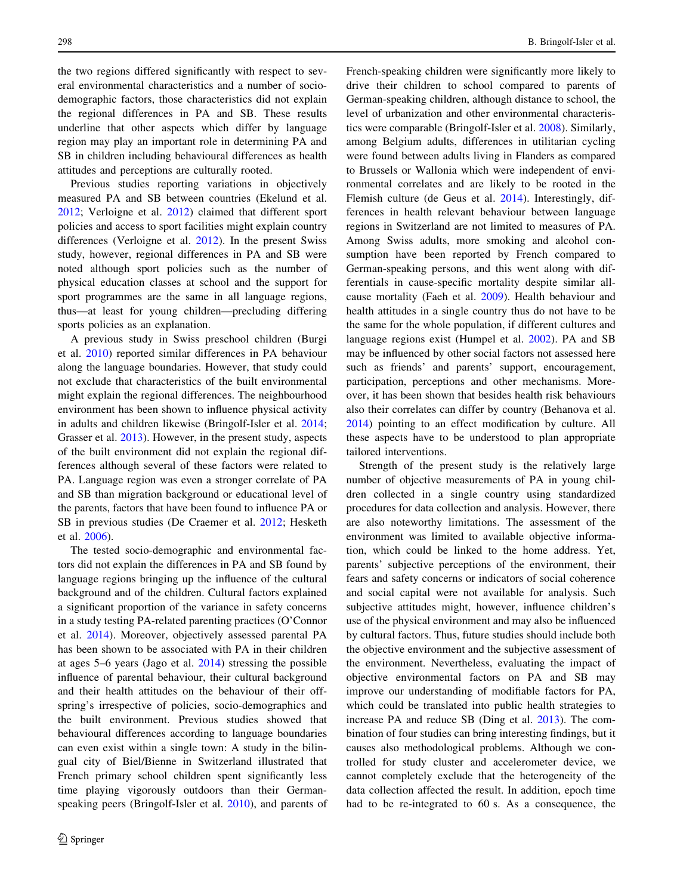the two regions differed significantly with respect to several environmental characteristics and a number of socio-demographic factors, those characteristics did not explain the regional differences in PA and SB. These results underline that other aspects which differ by language region may play an important role in determining PA and SB in children including behavioural differences as health attitudes and perceptions are culturally rooted.

Previous studies reporting variations in objectively measured PA and SB between countries (Ekelund et al. 2012; Verloigne et al. 2012) claimed that different sport policies and access to sport facilities might explain country differences (Verloigne et al. 2012). In the present Swiss study, however, regional differences in PA and SB were noted although sport policies such as the number of physical education classes at school and the support for sport programmes are the same in all language regions, thus—at least for young children—precluding differing sports policies as an explanation.

A previous study in Swiss preschool children (Burgi et al. 2010) reported similar differences in PA behaviour along the language boundaries. However, that study could not exclude that characteristics of the built environmental might explain the regional differences. The neighbourhood environment has been shown to influence physical activity in adults and children likewise (Bringolf-Isler et al. 2014; Grasser et al. 2013). However, in the present study, aspects of the built environment did not explain the regional differences although several of these factors were related to PA. Language region was even a stronger correlate of PA and SB than migration background or educational level of the parents, factors that have been found to influence PA or SB in previous studies (De Craemer et al. 2012; Hesketh et al. 2006).

The tested socio-demographic and environmental factors did not explain the differences in PA and SB found by language regions bringing up the influence of the cultural background and of the children. Cultural factors explained a significant proportion of the variance in safety concerns in a study testing PA-related parenting practices (O'Connor et al. 2014). Moreover, objectively assessed parental PA has been shown to be associated with PA in their children at ages 5–6 years (Jago et al. 2014) stressing the possible influence of parental behaviour, their cultural background and their health attitudes on the behaviour of their offspring's irrespective of policies, socio-demographics and the built environment. Previous studies showed that behavioural differences according to language boundaries can even exist within a single town: A study in the bilingual city of Biel/Bienne in Switzerland illustrated that French primary school children spent significantly less time playing vigorously outdoors than their German-speaking peers (Bringolf-Isler et al. 2010), and parents of French-speaking children were significantly more likely to drive their children to school compared to parents of German-speaking children, although distance to school, the level of urbanization and other environmental characteristics were comparable (Bringolf-Isler et al. 2008). Similarly, among Belgium adults, differences in utilitarian cycling were found between adults living in Flanders as compared to Brussels or Wallonia which were independent of environmental correlates and are likely to be rooted in the Flemish culture (de Geus et al. 2014). Interestingly, differences in health relevant behaviour between language regions in Switzerland are not limited to measures of PA. Among Swiss adults, more smoking and alcohol consumption have been reported by French compared to German-speaking persons, and this went along with differentials in cause-specific mortality despite similar all-cause mortality (Faeh et al. 2009). Health behaviour and health attitudes in a single country thus do not have to be the same for the whole population, if different cultures and language regions exist (Humpel et al. 2002). PA and SB may be influenced by other social factors not assessed here such as friends' and parents' support, encouragement, participation, perceptions and other mechanisms. Moreover, it has been shown that besides health risk behaviours also their correlates can differ by country (Behanova et al. 2014) pointing to an effect modification by culture. All these aspects have to be understood to plan appropriate tailored interventions.

Strength of the present study is the relatively large number of objective measurements of PA in young children collected in a single country using standardized procedures for data collection and analysis. However, there are also noteworthy limitations. The assessment of the environment was limited to available objective information, which could be linked to the home address. Yet, parents' subjective perceptions of the environment, their fears and safety concerns or indicators of social coherence and social capital were not available for analysis. Such subjective attitudes might, however, influence children's use of the physical environment and may also be influenced by cultural factors. Thus, future studies should include both the objective environment and the subjective assessment of the environment. Nevertheless, evaluating the impact of objective environmental factors on PA and SB may improve our understanding of modifiable factors for PA, which could be translated into public health strategies to increase PA and reduce SB (Ding et al. 2013). The combination of four studies can bring interesting findings, but it causes also methodological problems. Although we controlled for study cluster and accelerometer device, we cannot completely exclude that the heterogeneity of the data collection affected the result. In addition, epoch time had to be re-integrated to 60 s. As a consequence, the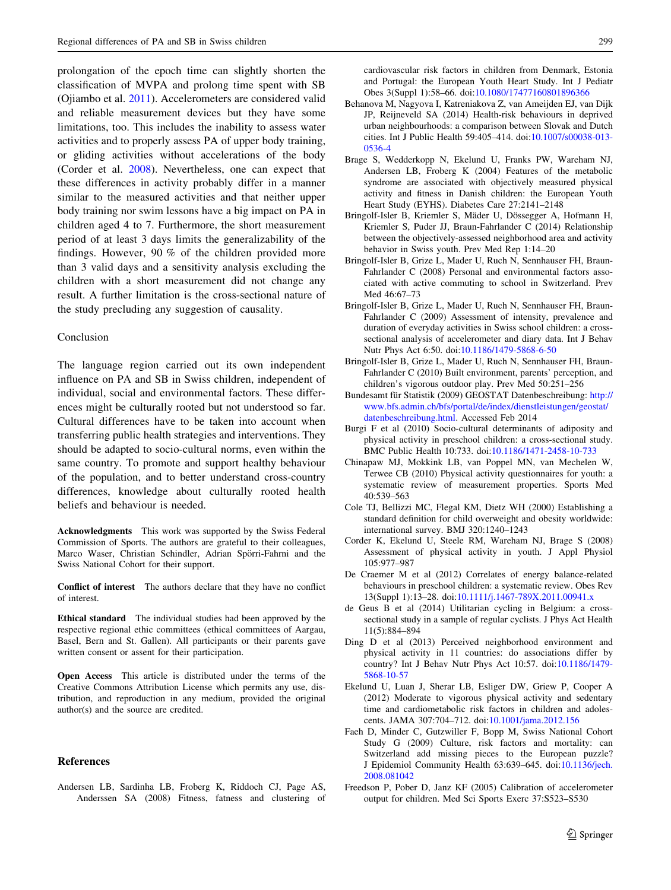prolongation of the epoch time can slightly shorten the classification of MVPA and prolong time spent with SB (Ojiambo et al. 2011). Accelerometers are considered valid and reliable measurement devices but they have some limitations, too. This includes the inability to assess water activities and to properly assess PA of upper body training, or gliding activities without accelerations of the body (Corder et al. 2008). Nevertheless, one can expect that these differences in activity probably differ in a manner similar to the measured activities and that neither upper body training nor swim lessons have a big impact on PA in children aged 4 to 7. Furthermore, the short measurement period of at least 3 days limits the generalizability of the findings. However, 90 % of the children provided more than 3 valid days and a sensitivity analysis excluding the children with a short measurement did not change any result. A further limitation is the cross-sectional nature of the study precluding any suggestion of causality.

## Conclusion

The language region carried out its own independent influence on PA and SB in Swiss children, independent of individual, social and environmental factors. These differences might be culturally rooted but not understood so far. Cultural differences have to be taken into account when transferring public health strategies and interventions. They should be adapted to socio-cultural norms, even within the same country. To promote and support healthy behaviour of the population, and to better understand cross-country differences, knowledge about culturally rooted health beliefs and behaviour is needed.

**Acknowledgments** This work was supported by the Swiss Federal Commission of Sports. The authors are grateful to their colleagues, Marco Waser, Christian Schindler, Adrian Spörri-Fahrni and the Swiss National Cohort for their support.

**Conflict of interest** The authors declare that they have no conflict of interest.

**Ethical standard** The individual studies had been approved by the respective regional ethic committees (ethical committees of Aargau, Basel, Bern and St. Gallen). All participants or their parents gave written consent or assent for their participation.

**Open Access** This article is distributed under the terms of the Creative Commons Attribution License which permits any use, distribution, and reproduction in any medium, provided the original author(s) and the source are credited.

## References

Andersen LB, Sardinha LB, Froberg K, Riddoch CJ, Page AS, Anderssen SA (2008) Fitness, fatness and clustering of cardiovascular risk factors in children from Denmark, Estonia and Portugal: the European Youth Heart Study. Int J Pediatr Obes 3(Suppl 1):58–66. doi:10.1080/17477160801896366

Behanova M, Nagyova I, Katreniakova Z, van Ameijden EJ, van Dijk JP, Reijneveld SA (2014) Health-risk behaviours in deprived urban neighbourhoods: a comparison between Slovak and Dutch cities. Int J Public Health 59:405–414. doi:10.1007/s00038-013-0536-4

Brage S, Wedderkopp N, Ekelund U, Franks PW, Wareham NJ, Andersen LB, Froberg K (2004) Features of the metabolic syndrome are associated with objectively measured physical activity and fitness in Danish children: the European Youth Heart Study (EYHS). Diabetes Care 27:2141–2148

Bringolf-Isler B, Kriemler S, Mäder U, Dössegger A, Hofmann H, Kriemler S, Puder JJ, Braun-Fahrlander C (2014) Relationship between the objectively-assessed neighborhood area and activity behavior in Swiss youth. Prev Med Rep 1:14–20

Bringolf-Isler B, Grize L, Mader U, Ruch N, Sennhauser FH, Braun-Fahrlander C (2008) Personal and environmental factors associated with active commuting to school in Switzerland. Prev Med 46:67–73

Bringolf-Isler B, Grize L, Mader U, Ruch N, Sennhauser FH, Braun-Fahrlander C (2009) Assessment of intensity, prevalence and duration of everyday activities in Swiss school children: a cross-sectional analysis of accelerometer and diary data. Int J Behav Nutr Phys Act 6:50. doi:10.1186/1479-5868-6-50

Bringolf-Isler B, Grize L, Mader U, Ruch N, Sennhauser FH, Braun-Fahrlander C (2010) Built environment, parents' perception, and children's vigorous outdoor play. Prev Med 50:251–256

Bundesamt für Statistik (2009) GEOSTAT Datenbeschreibung: http://www.bfs.admin.ch/bfs/portal/de/index/dienstleistungen/geostat/datenbeschreibung.html. Accessed Feb 2014

Burgi F et al (2010) Socio-cultural determinants of adiposity and physical activity in preschool children: a cross-sectional study. BMC Public Health 10:733. doi:10.1186/1471-2458-10-733

Chinapaw MJ, Mokkink LB, van Poppel MN, van Mechelen W, Terwee CB (2010) Physical activity questionnaires for youth: a systematic review of measurement properties. Sports Med 40:539–563

Cole TJ, Bellizzi MC, Flegal KM, Dietz WH (2000) Establishing a standard definition for child overweight and obesity worldwide: international survey. BMJ 320:1240–1243

Corder K, Ekelund U, Steele RM, Wareham NJ, Brage S (2008) Assessment of physical activity in youth. J Appl Physiol 105:977–987

De Craemer M et al (2012) Correlates of energy balance-related behaviours in preschool children: a systematic review. Obes Rev 13(Suppl 1):13–28. doi:10.1111/j.1467-789X.2011.00941.x

de Geus B et al (2014) Utilitarian cycling in Belgium: a cross-sectional study in a sample of regular cyclists. J Phys Act Health 11(5):884–894

Ding D et al (2013) Perceived neighborhood environment and physical activity in 11 countries: do associations differ by country? Int J Behav Nutr Phys Act 10:57. doi:10.1186/1479-5868-10-57

Ekelund U, Luan J, Sherar LB, Esliger DW, Griew P, Cooper A (2012) Moderate to vigorous physical activity and sedentary time and cardiometabolic risk factors in children and adolescents. JAMA 307:704–712. doi:10.1001/jama.2012.156

Faeh D, Minder C, Gutzwiller F, Bopp M, Swiss National Cohort Study G (2009) Culture, risk factors and mortality: can Switzerland add missing pieces to the European puzzle? J Epidemiol Community Health 63:639–645. doi:10.1136/jech.2008.081042

Freedson P, Pober D, Janz KF (2005) Calibration of accelerometer output for children. Med Sci Sports Exerc 37:S523–S530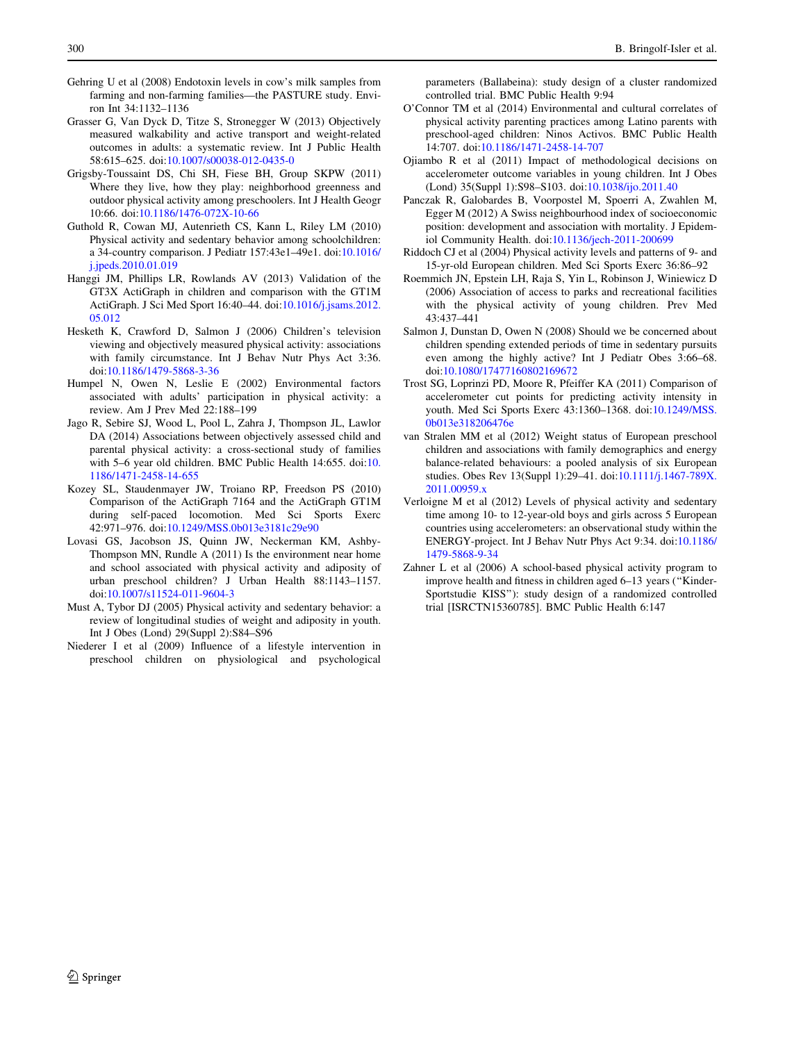Gehring U et al (2008) Endotoxin levels in cow's milk samples from farming and non-farming families—the PASTURE study. Environ Int 34:1132–1136

Grasser G, Van Dyck D, Titze S, Stronegger W (2013) Objectively measured walkability and active transport and weight-related outcomes in adults: a systematic review. Int J Public Health 58:615–625. doi:10.1007/s00038-012-0435-0

Grigsby-Toussaint DS, Chi SH, Fiese BH, Group SKPW (2011) Where they live, how they play: neighborhood greenness and outdoor physical activity among preschoolers. Int J Health Geogr 10:66. doi:10.1186/1476-072X-10-66

Guthold R, Cowan MJ, Autenrieth CS, Kann L, Riley LM (2010) Physical activity and sedentary behavior among schoolchildren: a 34-country comparison. J Pediatr 157:43e1–49e1. doi:10.1016/j.jpeds.2010.01.019

Hanggi JM, Phillips LR, Rowlands AV (2013) Validation of the GT3X ActiGraph in children and comparison with the GT1M ActiGraph. J Sci Med Sport 16:40–44. doi:10.1016/j.jsams.2012.05.012

Hesketh K, Crawford D, Salmon J (2006) Children's television viewing and objectively measured physical activity: associations with family circumstance. Int J Behav Nutr Phys Act 3:36. doi:10.1186/1479-5868-3-36

Humpel N, Owen N, Leslie E (2002) Environmental factors associated with adults' participation in physical activity: a review. Am J Prev Med 22:188–199

Jago R, Sebire SJ, Wood L, Pool L, Zahra J, Thompson JL, Lawlor DA (2014) Associations between objectively assessed child and parental physical activity: a cross-sectional study of families with 5–6 year old children. BMC Public Health 14:655. doi:10.1186/1471-2458-14-655

Kozey SL, Staudenmayer JW, Troiano RP, Freedson PS (2010) Comparison of the ActiGraph 7164 and the ActiGraph GT1M during self-paced locomotion. Med Sci Sports Exerc 42:971–976. doi:10.1249/MSS.0b013e3181c29e90

Lovasi GS, Jacobson JS, Quinn JW, Neckerman KM, Ashby-Thompson MN, Rundle A (2011) Is the environment near home and school associated with physical activity and adiposity of urban preschool children? J Urban Health 88:1143–1157. doi:10.1007/s11524-011-9604-3

Must A, Tybor DJ (2005) Physical activity and sedentary behavior: a review of longitudinal studies of weight and adiposity in youth. Int J Obes (Lond) 29(Suppl 2):S84–S96

Niederer I et al (2009) Influence of a lifestyle intervention in preschool children on physiological and psychological parameters (Ballabeina): study design of a cluster randomized controlled trial. BMC Public Health 9:94

O'Connor TM et al (2014) Environmental and cultural correlates of physical activity parenting practices among Latino parents with preschool-aged children: Ninos Activos. BMC Public Health 14:707. doi:10.1186/1471-2458-14-707

Ojiambo R et al (2011) Impact of methodological decisions on accelerometer outcome variables in young children. Int J Obes (Lond) 35(Suppl 1):S98–S103. doi:10.1038/ijo.2011.40

Panczak R, Galobardes B, Voorpostel M, Spoerri A, Zwahlen M, Egger M (2012) A Swiss neighbourhood index of socioeconomic position: development and association with mortality. J Epidemiol Community Health. doi:10.1136/jech-2011-200699

Riddoch CJ et al (2004) Physical activity levels and patterns of 9- and 15-yr-old European children. Med Sci Sports Exerc 36:86–92

Roemmich JN, Epstein LH, Raja S, Yin L, Robinson J, Winiewicz D (2006) Association of access to parks and recreational facilities with the physical activity of young children. Prev Med 43:437–441

Salmon J, Dunstan D, Owen N (2008) Should we be concerned about children spending extended periods of time in sedentary pursuits even among the highly active? Int J Pediatr Obes 3:66–68. doi:10.1080/17477160802169672

Trost SG, Loprinzi PD, Moore R, Pfeiffer KA (2011) Comparison of accelerometer cut points for predicting activity intensity in youth. Med Sci Sports Exerc 43:1360–1368. doi:10.1249/MSS.0b013e318206476e

van Stralen MM et al (2012) Weight status of European preschool children and associations with family demographics and energy balance-related behaviours: a pooled analysis of six European studies. Obes Rev 13(Suppl 1):29–41. doi:10.1111/j.1467-789X.2011.00959.x

Verloigne M et al (2012) Levels of physical activity and sedentary time among 10- to 12-year-old boys and girls across 5 European countries using accelerometers: an observational study within the ENERGY-project. Int J Behav Nutr Phys Act 9:34. doi:10.1186/1479-5868-9-34

Zahner L et al (2006) A school-based physical activity program to improve health and fitness in children aged 6–13 years ("Kinder-Sportstudie KISS"): study design of a randomized controlled trial [ISRCTN15360785]. BMC Public Health 6:147